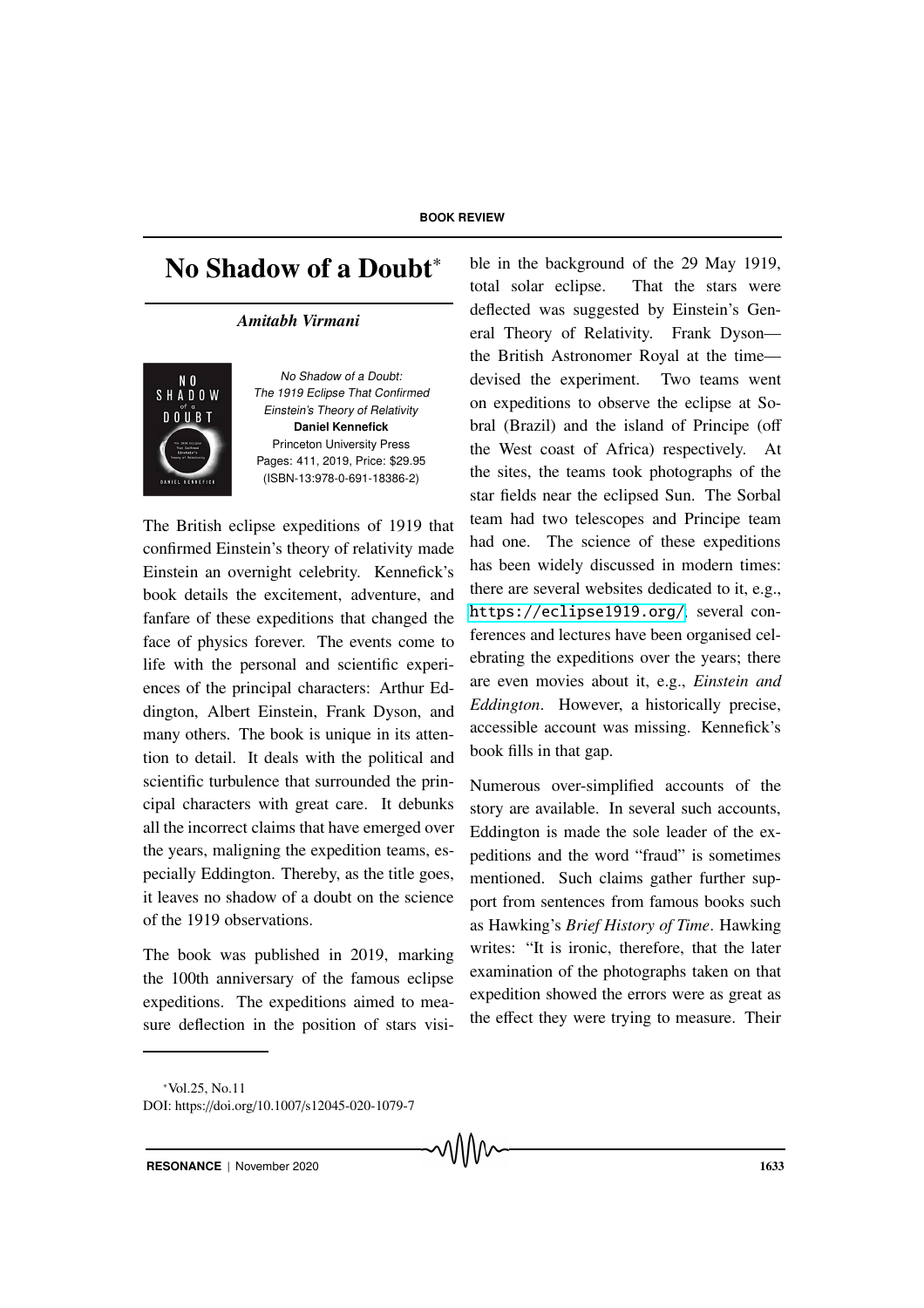BOOK REVIEW

# No Shadow of a Doubt*

***Amitabh Virmani***

*No Shadow of a Doubt: The 1919 Eclipse That Confirmed Einstein's Theory of Relativity*
**Daniel Kennefick**
Princeton University Press
Pages: 411, 2019, Price: $29.95
(ISBN-13:978-0-691-18386-2)

The British eclipse expeditions of 1919 that confirmed Einstein's theory of relativity made Einstein an overnight celebrity. Kennefick's book details the excitement, adventure, and fanfare of these expeditions that changed the face of physics forever. The events come to life with the personal and scientific experiences of the principal characters: Arthur Eddington, Albert Einstein, Frank Dyson, and many others. The book is unique in its attention to detail. It deals with the political and scientific turbulence that surrounded the principal characters with great care. It debunks all the incorrect claims that have emerged over the years, maligning the expedition teams, especially Eddington. Thereby, as the title goes, it leaves no shadow of a doubt on the science of the 1919 observations.

The book was published in 2019, marking the 100th anniversary of the famous eclipse expeditions. The expeditions aimed to measure deflection in the position of stars visible in the background of the 29 May 1919, total solar eclipse. That the stars were deflected was suggested by Einstein's General Theory of Relativity. Frank Dyson—the British Astronomer Royal at the time—devised the experiment. Two teams went on expeditions to observe the eclipse at Sobral (Brazil) and the island of Principe (off the West coast of Africa) respectively. At the sites, the teams took photographs of the star fields near the eclipsed Sun. The Sorbal team had two telescopes and Principe team had one. The science of these expeditions has been widely discussed in modern times: there are several websites dedicated to it, e.g., https://eclipse1919.org/, several conferences and lectures have been organised celebrating the expeditions over the years; there are even movies about it, e.g., *Einstein and Eddington*. However, a historically precise, accessible account was missing. Kennefick's book fills in that gap.

Numerous over-simplified accounts of the story are available. In several such accounts, Eddington is made the sole leader of the expeditions and the word "fraud" is sometimes mentioned. Such claims gather further support from sentences from famous books such as Hawking's *Brief History of Time*. Hawking writes: "It is ironic, therefore, that the later examination of the photographs taken on that expedition showed the errors were as great as the effect they were trying to measure. Their

*Vol.25, No.11
DOI: https://doi.org/10.1007/s12045-020-1079-7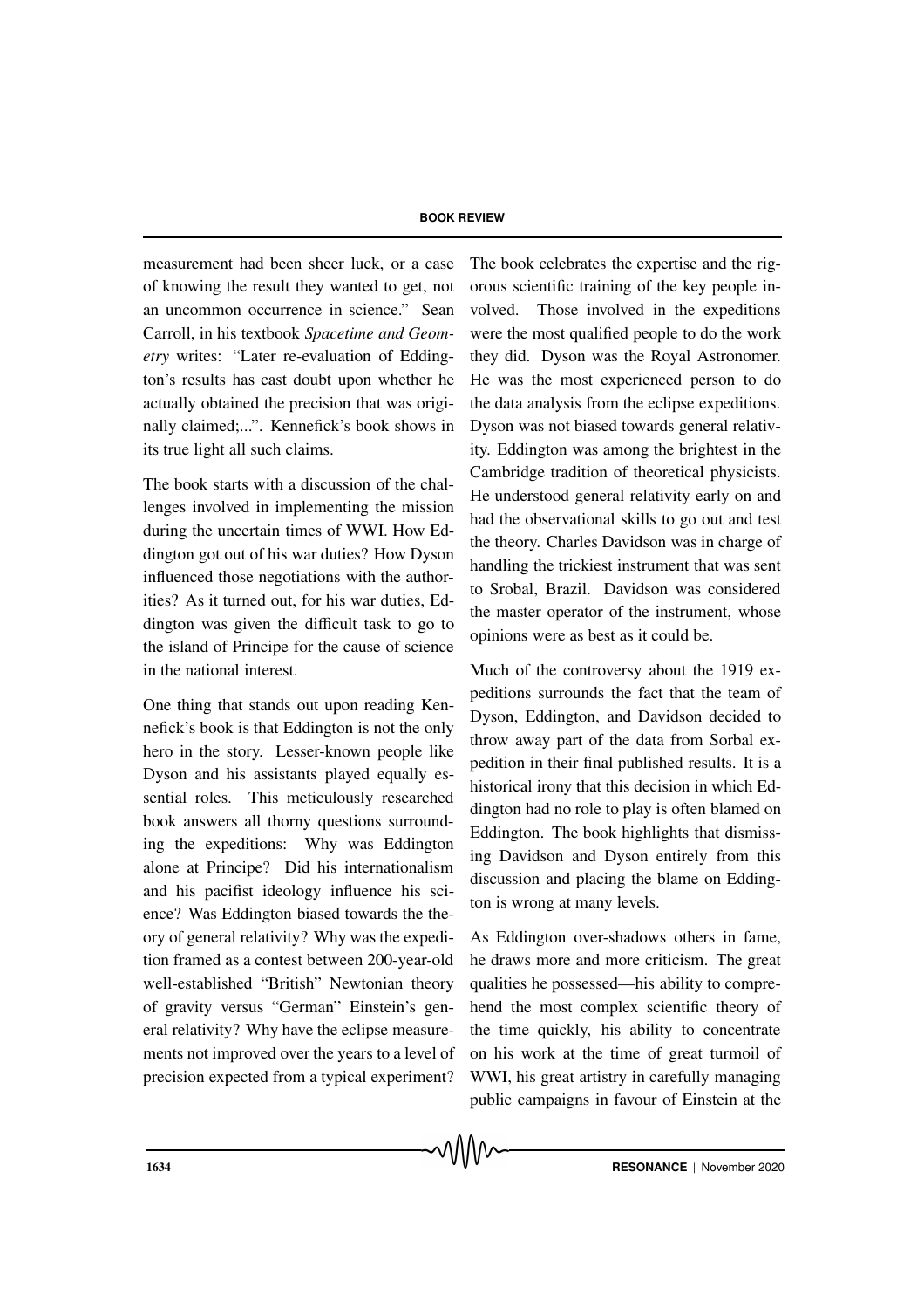measurement had been sheer luck, or a case of knowing the result they wanted to get, not an uncommon occurrence in science." Sean Carroll, in his textbook *Spacetime and Geometry* writes: "Later re-evaluation of Eddington's results has cast doubt upon whether he actually obtained the precision that was originally claimed;...". Kennefick's book shows in its true light all such claims.

The book starts with a discussion of the challenges involved in implementing the mission during the uncertain times of WWI. How Eddington got out of his war duties? How Dyson influenced those negotiations with the authorities? As it turned out, for his war duties, Eddington was given the difficult task to go to the island of Principe for the cause of science in the national interest.

One thing that stands out upon reading Kennefick's book is that Eddington is not the only hero in the story. Lesser-known people like Dyson and his assistants played equally essential roles. This meticulously researched book answers all thorny questions surrounding the expeditions: Why was Eddington alone at Principe? Did his internationalism and his pacifist ideology influence his science? Was Eddington biased towards the theory of general relativity? Why was the expedition framed as a contest between 200-year-old well-established "British" Newtonian theory of gravity versus "German" Einstein's general relativity? Why have the eclipse measurements not improved over the years to a level of precision expected from a typical experiment?

The book celebrates the expertise and the rigorous scientific training of the key people involved. Those involved in the expeditions were the most qualified people to do the work they did. Dyson was the Royal Astronomer. He was the most experienced person to do the data analysis from the eclipse expeditions. Dyson was not biased towards general relativity. Eddington was among the brightest in the Cambridge tradition of theoretical physicists. He understood general relativity early on and had the observational skills to go out and test the theory. Charles Davidson was in charge of handling the trickiest instrument that was sent to Srobal, Brazil. Davidson was considered the master operator of the instrument, whose opinions were as best as it could be.

Much of the controversy about the 1919 expeditions surrounds the fact that the team of Dyson, Eddington, and Davidson decided to throw away part of the data from Sorbal expedition in their final published results. It is a historical irony that this decision in which Eddington had no role to play is often blamed on Eddington. The book highlights that dismissing Davidson and Dyson entirely from this discussion and placing the blame on Eddington is wrong at many levels.

As Eddington over-shadows others in fame, he draws more and more criticism. The great qualities he possessed—his ability to comprehend the most complex scientific theory of the time quickly, his ability to concentrate on his work at the time of great turmoil of WWI, his great artistry in carefully managing public campaigns in favour of Einstein at the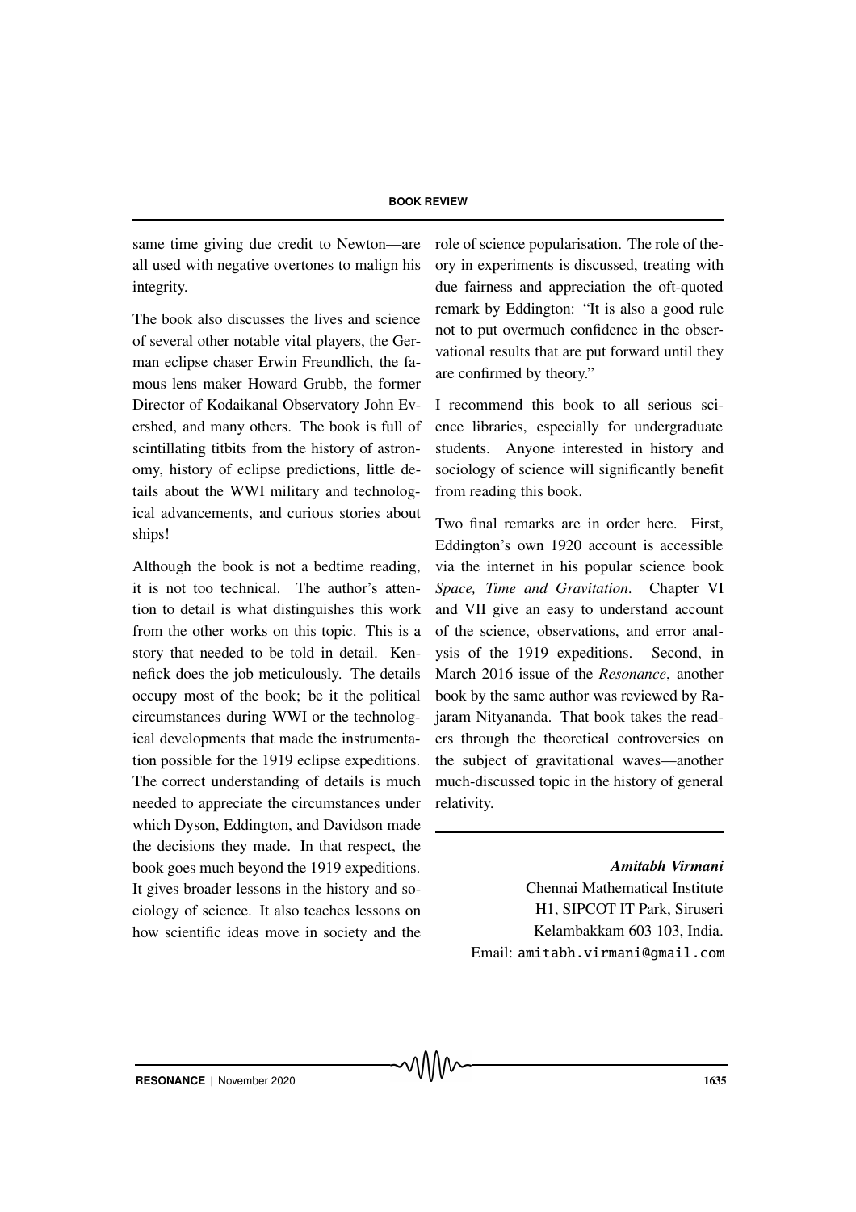same time giving due credit to Newton—are all used with negative overtones to malign his integrity.

The book also discusses the lives and science of several other notable vital players, the German eclipse chaser Erwin Freundlich, the famous lens maker Howard Grubb, the former Director of Kodaikanal Observatory John Evershed, and many others. The book is full of scintillating titbits from the history of astronomy, history of eclipse predictions, little details about the WWI military and technological advancements, and curious stories about ships!

Although the book is not a bedtime reading, it is not too technical. The author's attention to detail is what distinguishes this work from the other works on this topic. This is a story that needed to be told in detail. Kennefick does the job meticulously. The details occupy most of the book; be it the political circumstances during WWI or the technological developments that made the instrumentation possible for the 1919 eclipse expeditions. The correct understanding of details is much needed to appreciate the circumstances under which Dyson, Eddington, and Davidson made the decisions they made. In that respect, the book goes much beyond the 1919 expeditions. It gives broader lessons in the history and sociology of science. It also teaches lessons on how scientific ideas move in society and the role of science popularisation. The role of theory in experiments is discussed, treating with due fairness and appreciation the oft-quoted remark by Eddington: "It is also a good rule not to put overmuch confidence in the observational results that are put forward until they are confirmed by theory."

I recommend this book to all serious science libraries, especially for undergraduate students. Anyone interested in history and sociology of science will significantly benefit from reading this book.

Two final remarks are in order here. First, Eddington's own 1920 account is accessible via the internet in his popular science book *Space, Time and Gravitation*. Chapter VI and VII give an easy to understand account of the science, observations, and error analysis of the 1919 expeditions. Second, in March 2016 issue of the *Resonance*, another book by the same author was reviewed by Rajaram Nityananda. That book takes the readers through the theoretical controversies on the subject of gravitational waves—another much-discussed topic in the history of general relativity.

***Amitabh Virmani***
Chennai Mathematical Institute
H1, SIPCOT IT Park, Siruseri
Kelambakkam 603 103, India.
Email: amitabh.virmani@gmail.com